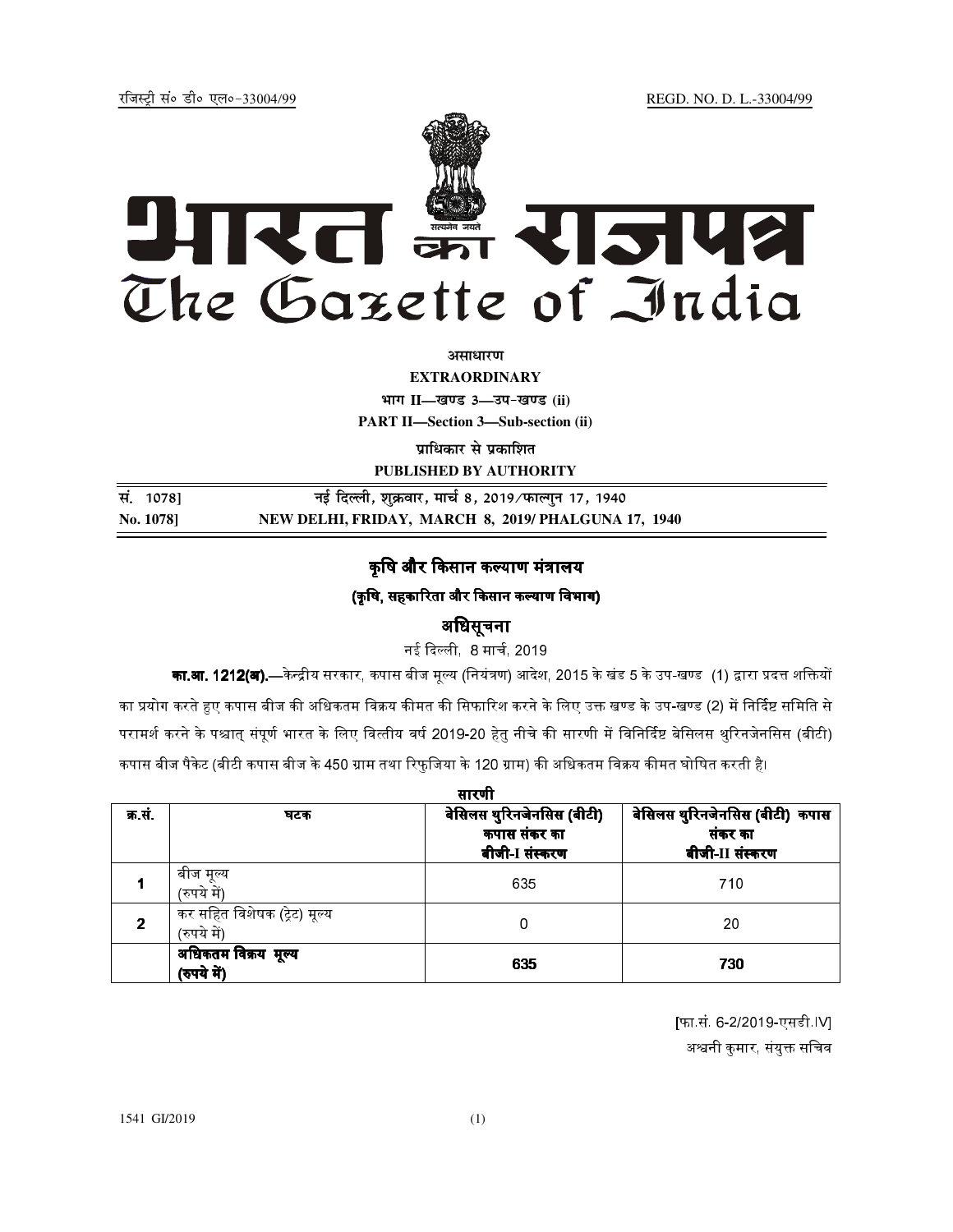रजिस्ट्री सं० डी० एल०-33004/99 REGD. NO. D. L.-33004/99

# भारत का राजपत्र
# The Gazette of India

**असाधारण**

**EXTRAORDINARY**

**भाग II—खण्ड 3—उप-खण्ड (ii)**

**PART II—Section 3—Sub-section (ii)**

**प्राधिकार से प्रकाशित**

**PUBLISHED BY AUTHORITY**

| सं. 1078] | नई दिल्ली, शुक्रवार, मार्च 8, 2019/फाल्गुन 17, 1940 |
|---|---|
| **No. 1078]** | **NEW DELHI, FRIDAY, MARCH 8, 2019/ PHALGUNA 17, 1940** |

## कृषि और किसान कल्याण मंत्रालय

### (कृषि, सहकारिता और किसान कल्याण विभाग)

### अधिसूचना

नई दिल्ली, 8 मार्च, 2019

**का.आ. 1212(अ).**—केन्द्रीय सरकार, कपास बीज मूल्य (नियंत्रण) आदेश, 2015 के खंड 5 के उप-खण्ड (1) द्वारा प्रदत्त शक्तियों का प्रयोग करते हुए कपास बीज की अधिकतम विक्रय कीमत की सिफारिश करने के लिए उक्त खण्ड के उप-खण्ड (2) में निर्दिष्ट समिति से परामर्श करने के पश्चात् संपूर्ण भारत के लिए वित्तीय वर्ष 2019-20 हेतु नीचे की सारणी में विनिर्दिष्ट बेसिलस थुरिनजेनसिस (बीटी) कपास बीज पैकेट (बीटी कपास बीज के 450 ग्राम तथा रिफुजिया के 120 ग्राम) की अधिकतम विक्रय कीमत घोषित करती है।

**सारणी**

| **क्र.सं.** | **घटक** | **बेसिलस थुरिनजेनसिस (बीटी) कपास संकर का बीजी-I संस्करण** | **बेसिलस थुरिनजेनसिस (बीटी) कपास संकर का बीजी-II संस्करण** |
|---|---|---|---|
| **1** | बीज मूल्य (रुपये में) | 635 | 710 |
| **2** | कर सहित विशेषक (ट्रेट) मूल्य (रुपये में) | 0 | 20 |
| | **अधिकतम विक्रय मूल्य (रुपये में)** | **635** | **730** |

[फा.सं. 6-2/2019-एसडी.IV]

अश्वनी कुमार, संयुक्त सचिव

1541 GI/2019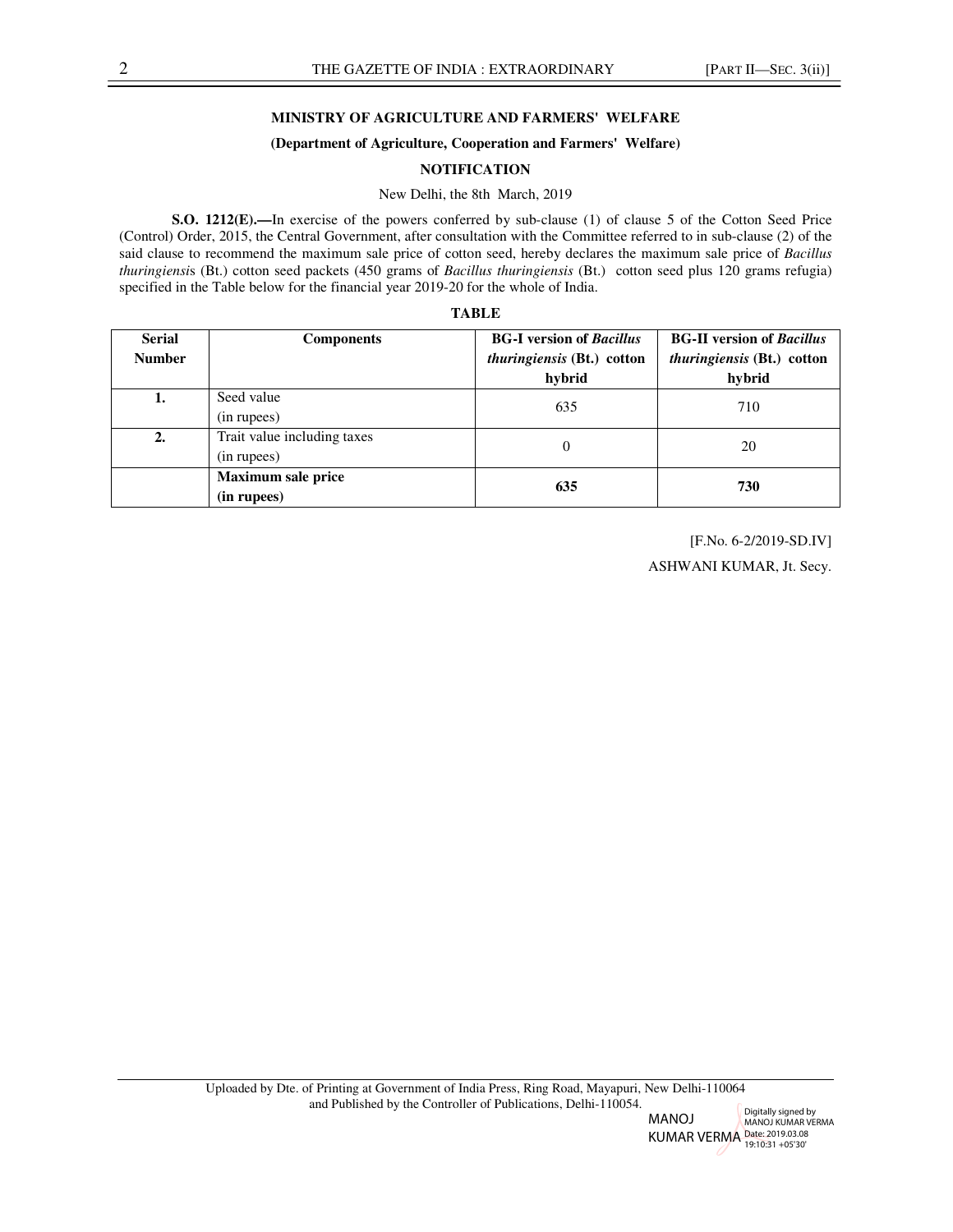**MINISTRY OF AGRICULTURE AND FARMERS' WELFARE**

**(Department of Agriculture, Cooperation and Farmers' Welfare)**

**NOTIFICATION**

New Delhi, the 8th March, 2019

**S.O. 1212(E).—**In exercise of the powers conferred by sub-clause (1) of clause 5 of the Cotton Seed Price (Control) Order, 2015, the Central Government, after consultation with the Committee referred to in sub-clause (2) of the said clause to recommend the maximum sale price of cotton seed, hereby declares the maximum sale price of *Bacillus thuringiensis* (Bt.) cotton seed packets (450 grams of *Bacillus thuringiensis* (Bt.) cotton seed plus 120 grams refugia) specified in the Table below for the financial year 2019-20 for the whole of India.

**TABLE**

| Serial Number | Components | BG-I version of *Bacillus thuringiensis* (Bt.) cotton hybrid | BG-II version of *Bacillus thuringiensis* (Bt.) cotton hybrid |
|---|---|---|---|
| **1.** | Seed value (in rupees) | 635 | 710 |
| **2.** | Trait value including taxes (in rupees) | 0 | 20 |
| | **Maximum sale price (in rupees)** | **635** | **730** |

[F.No. 6-2/2019-SD.IV]

ASHWANI KUMAR, Jt. Secy.

Uploaded by Dte. of Printing at Government of India Press, Ring Road, Mayapuri, New Delhi-110064 and Published by the Controller of Publications, Delhi-110054.

MANOJ KUMAR VERMA Digitally signed by MANOJ KUMAR VERMA Date: 2019.03.08 19:10:31 +05'30'